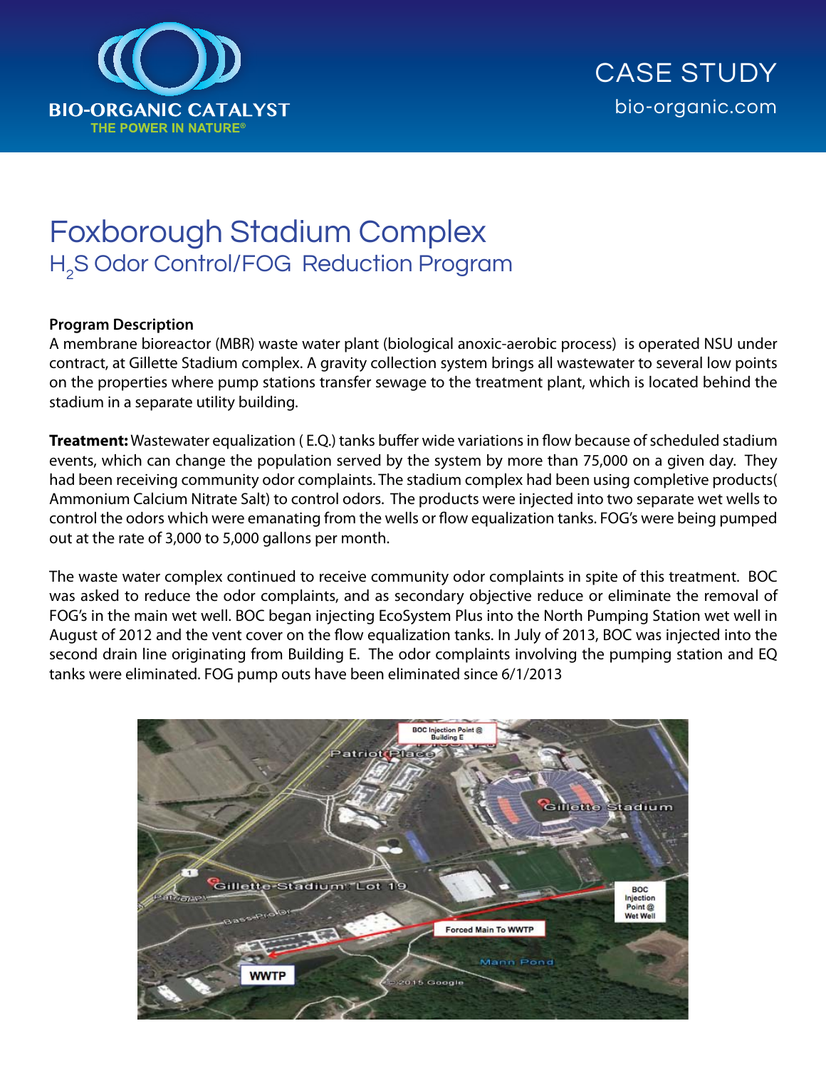BIO-ORGANIC CATALYST
THE POWER IN NATURE®

CASE STUDY
bio-organic.com

# Foxborough Stadium Complex

## $H_2S$ Odor Control/FOG Reduction Program

**Program Description**
A membrane bioreactor (MBR) waste water plant (biological anoxic-aerobic process) is operated NSU under contract, at Gillette Stadium complex. A gravity collection system brings all wastewater to several low points on the properties where pump stations transfer sewage to the treatment plant, which is located behind the stadium in a separate utility building.

**Treatment:** Wastewater equalization ( E.Q.) tanks buffer wide variations in flow because of scheduled stadium events, which can change the population served by the system by more than 75,000 on a given day. They had been receiving community odor complaints. The stadium complex had been using completive products( Ammonium Calcium Nitrate Salt) to control odors. The products were injected into two separate wet wells to control the odors which were emanating from the wells or flow equalization tanks. FOG's were being pumped out at the rate of 3,000 to 5,000 gallons per month.

The waste water complex continued to receive community odor complaints in spite of this treatment. BOC was asked to reduce the odor complaints, and as secondary objective reduce or eliminate the removal of FOG's in the main wet well. BOC began injecting EcoSystem Plus into the North Pumping Station wet well in August of 2012 and the vent cover on the flow equalization tanks. In July of 2013, BOC was injected into the second drain line originating from Building E. The odor complaints involving the pumping station and EQ tanks were eliminated. FOG pump outs have been eliminated since 6/1/2013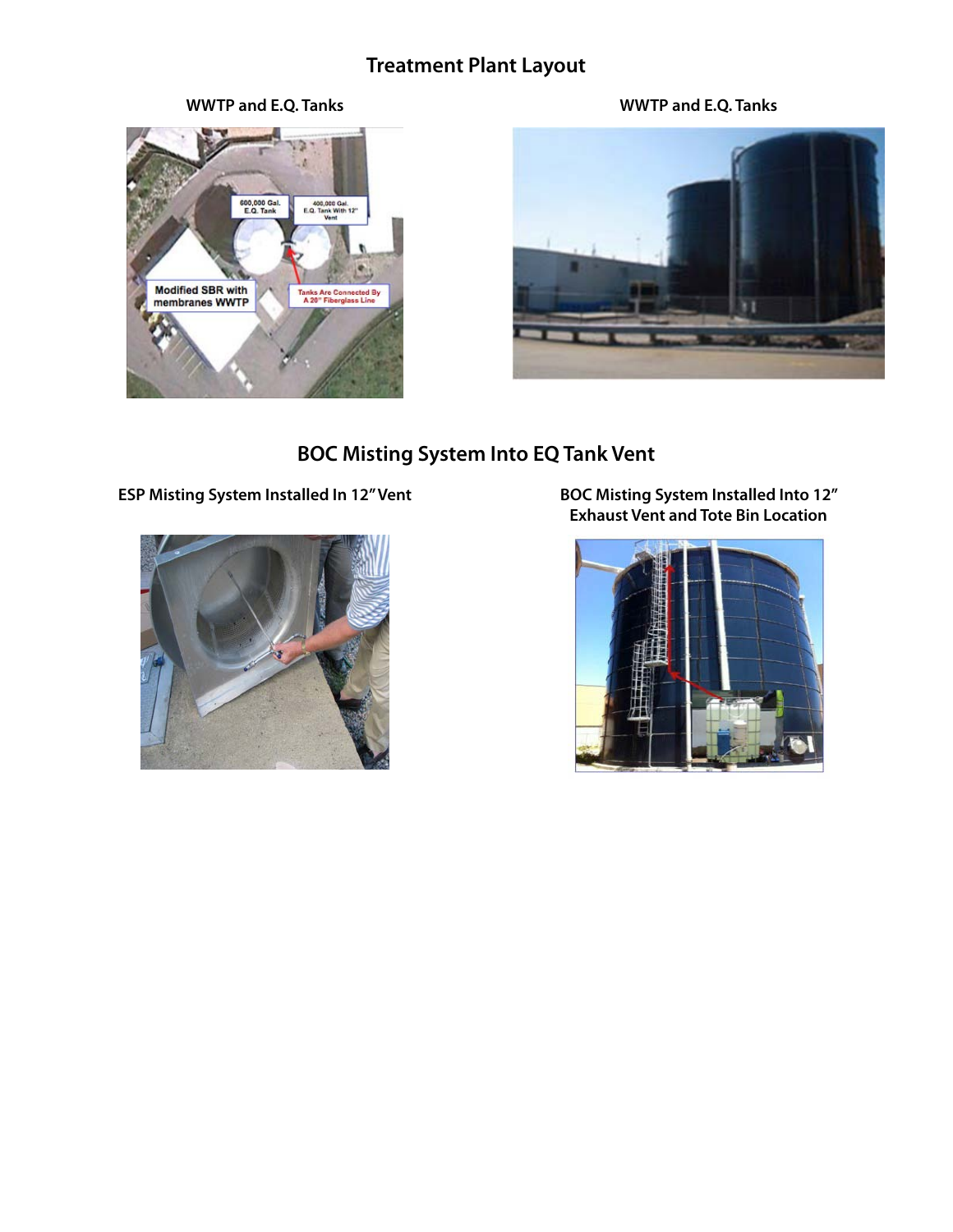## Treatment Plant Layout

**WWTP and E.Q. Tanks**

**WWTP and E.Q. Tanks**

## BOC Misting System Into EQ Tank Vent

**ESP Misting System Installed In 12" Vent**

**BOC Misting System Installed Into 12" Exhaust Vent and Tote Bin Location**